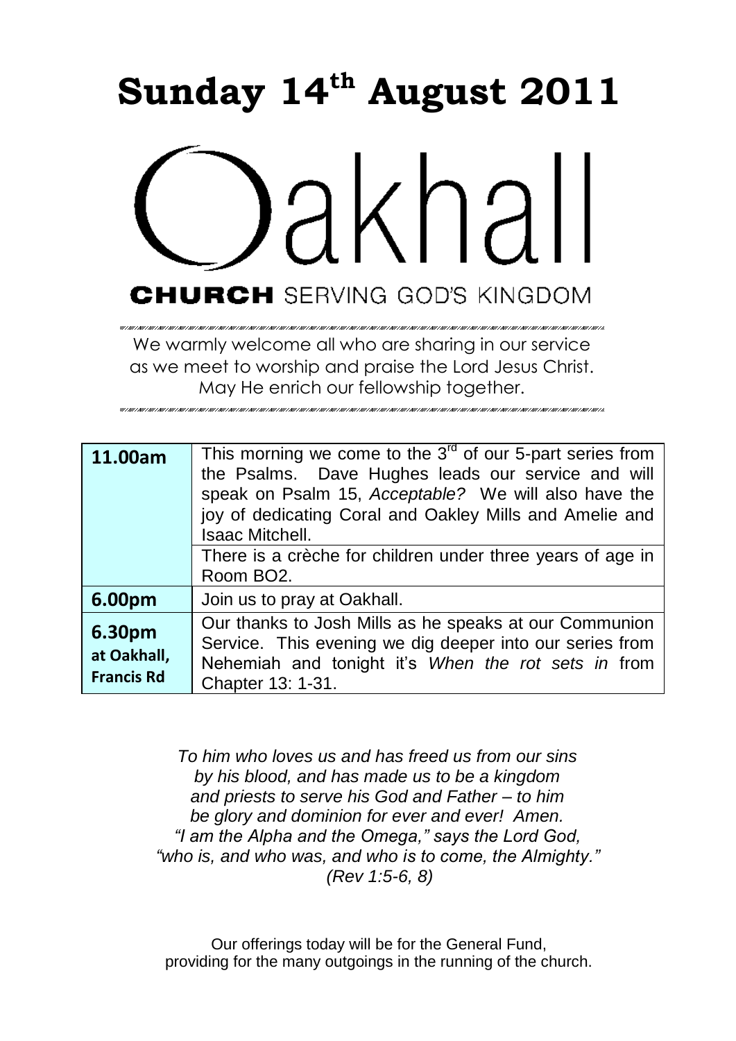# Sunday 14th August 2011

# Oakhall

**CHURCH** SERVING GOD'S KINGDOM

We warmly welcome all who are sharing in our service as we meet to worship and praise the Lord Jesus Christ. May He enrich our fellowship together.

| | |
|---|---|
| **11.00am** | This morning we come to the 3rd of our 5-part series from the Psalms. Dave Hughes leads our service and will speak on Psalm 15, *Acceptable?* We will also have the joy of dedicating Coral and Oakley Mills and Amelie and Isaac Mitchell. |
| | There is a crèche for children under three years of age in Room BO2. |
| **6.00pm** | Join us to pray at Oakhall. |
| **6.30pm at Oakhall, Francis Rd** | Our thanks to Josh Mills as he speaks at our Communion Service. This evening we dig deeper into our series from Nehemiah and tonight it's *When the rot sets in* from Chapter 13: 1-31. |

*To him who loves us and has freed us from our sins*
*by his blood, and has made us to be a kingdom*
*and priests to serve his God and Father – to him*
*be glory and dominion for ever and ever! Amen.*
*"I am the Alpha and the Omega," says the Lord God,*
*"who is, and who was, and who is to come, the Almighty."*
*(Rev 1:5-6, 8)*

Our offerings today will be for the General Fund, providing for the many outgoings in the running of the church.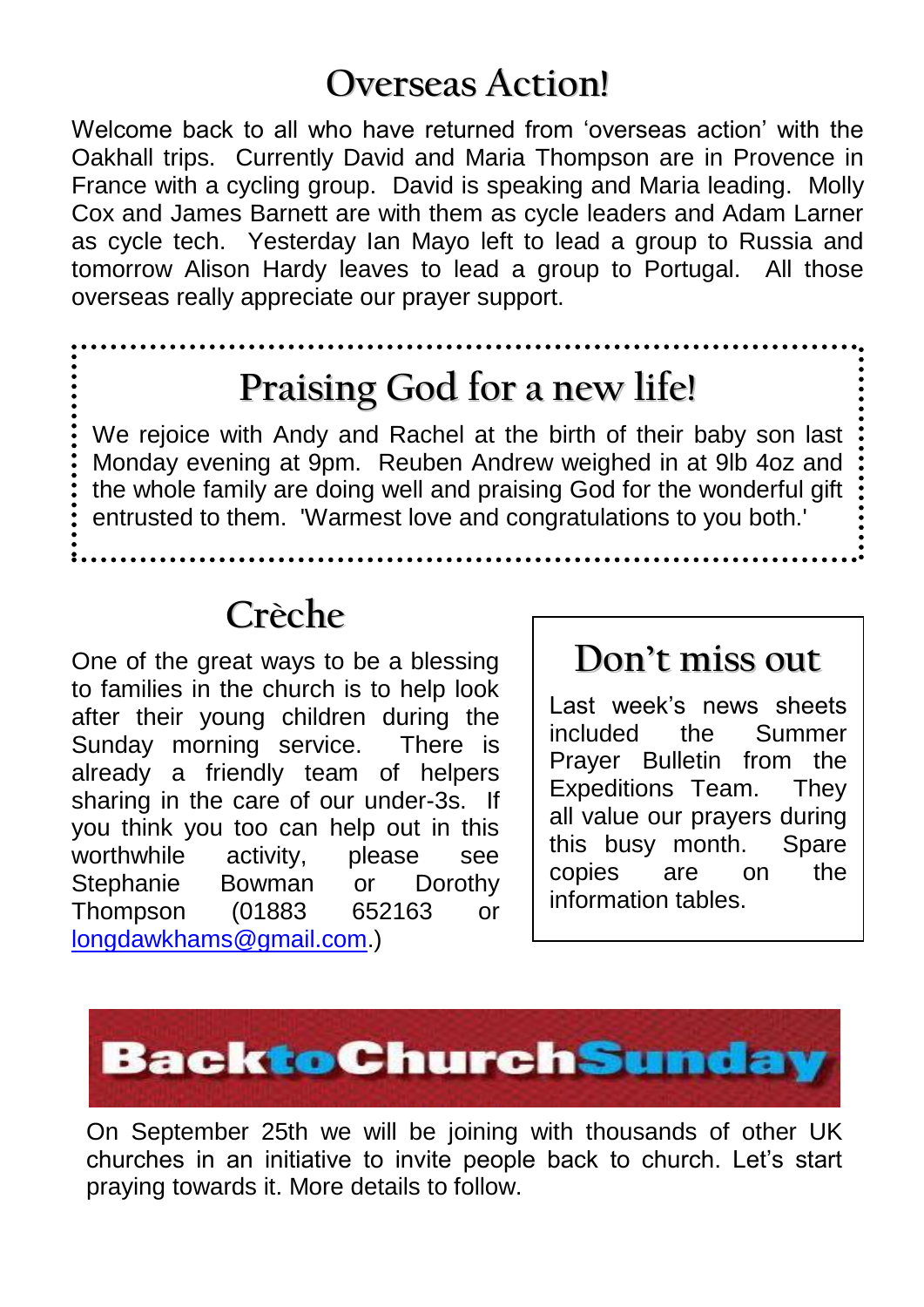## Overseas Action!

Welcome back to all who have returned from 'overseas action' with the Oakhall trips. Currently David and Maria Thompson are in Provence in France with a cycling group. David is speaking and Maria leading. Molly Cox and James Barnett are with them as cycle leaders and Adam Larner as cycle tech. Yesterday Ian Mayo left to lead a group to Russia and tomorrow Alison Hardy leaves to lead a group to Portugal. All those overseas really appreciate our prayer support.

## Praising God for a new life!

We rejoice with Andy and Rachel at the birth of their baby son last Monday evening at 9pm. Reuben Andrew weighed in at 9lb 4oz and the whole family are doing well and praising God for the wonderful gift entrusted to them. 'Warmest love and congratulations to you both.'

## Crèche

One of the great ways to be a blessing to families in the church is to help look after their young children during the Sunday morning service. There is already a friendly team of helpers sharing in the care of our under-3s. If you think you too can help out in this worthwhile activity, please see Stephanie Bowman or Dorothy Thompson (01883 652163 or longdawkhams@gmail.com.)

## Don't miss out

Last week's news sheets included the Summer Prayer Bulletin from the Expeditions Team. They all value our prayers during this busy month. Spare copies are on the information tables.

## BacktoChurchSunday

On September 25th we will be joining with thousands of other UK churches in an initiative to invite people back to church. Let's start praying towards it. More details to follow.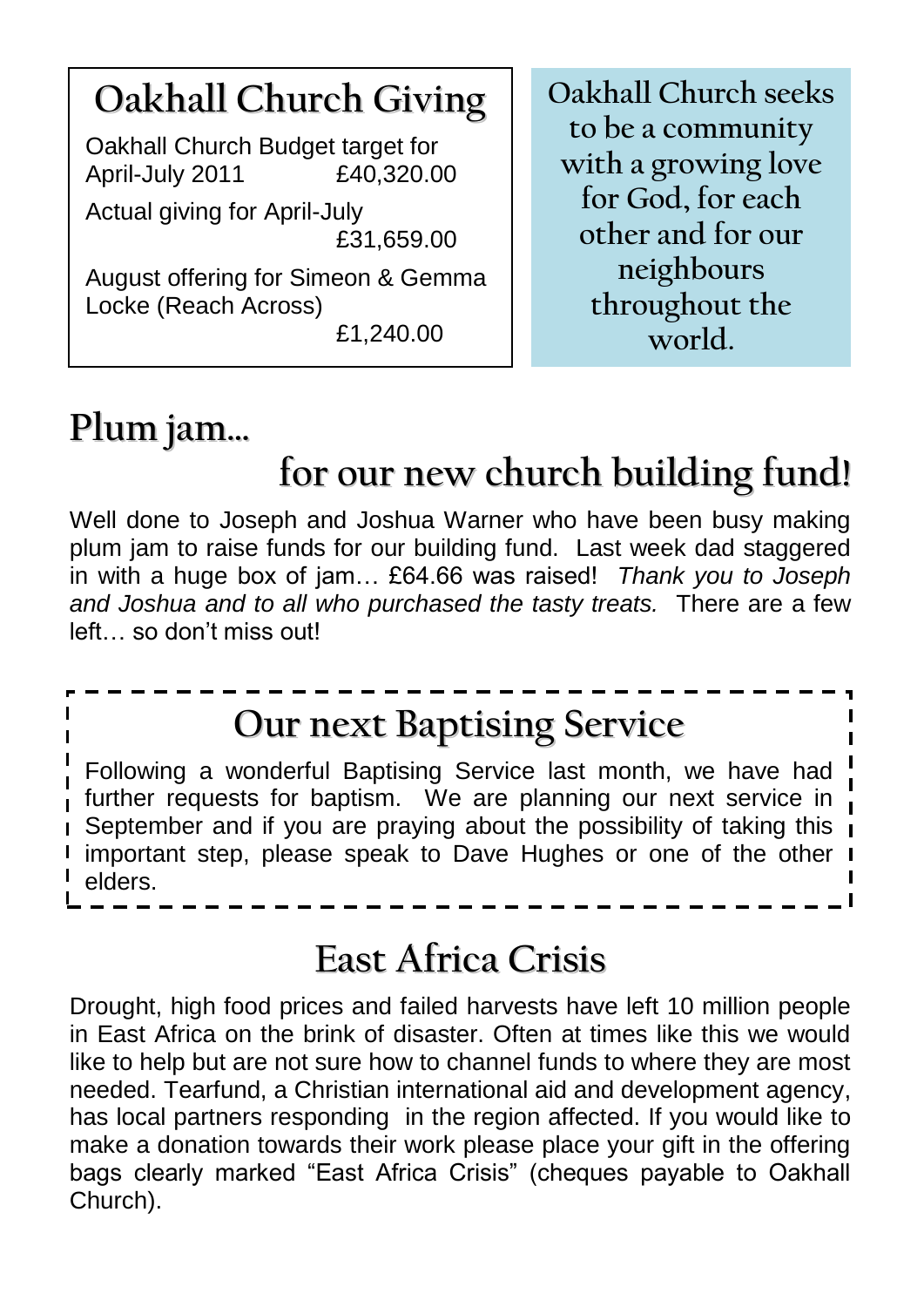## Oakhall Church Giving

Oakhall Church Budget target for April-July 2011 £40,320.00

Actual giving for April-July £31,659.00

August offering for Simeon & Gemma Locke (Reach Across) £1,240.00

**Oakhall Church seeks to be a community with a growing love for God, for each other and for our neighbours throughout the world.**

## Plum jam... for our new church building fund!

Well done to Joseph and Joshua Warner who have been busy making plum jam to raise funds for our building fund. Last week dad staggered in with a huge box of jam… £64.66 was raised! *Thank you to Joseph and Joshua and to all who purchased the tasty treats.* There are a few left… so don't miss out!

## Our next Baptising Service

Following a wonderful Baptising Service last month, we have had further requests for baptism. We are planning our next service in September and if you are praying about the possibility of taking this important step, please speak to Dave Hughes or one of the other elders.

## East Africa Crisis

Drought, high food prices and failed harvests have left 10 million people in East Africa on the brink of disaster. Often at times like this we would like to help but are not sure how to channel funds to where they are most needed. Tearfund, a Christian international aid and development agency, has local partners responding in the region affected. If you would like to make a donation towards their work please place your gift in the offering bags clearly marked "East Africa Crisis" (cheques payable to Oakhall Church).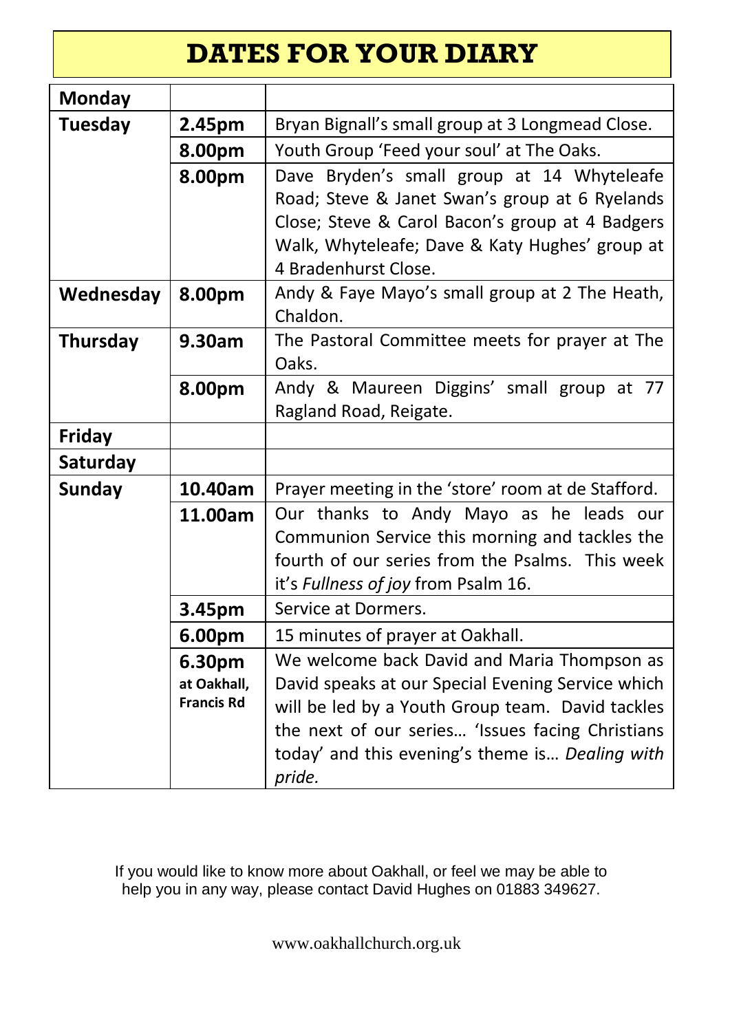# DATES FOR YOUR DIARY

| | | |
|---|---|---|
| **Monday** | | |
| **Tuesday** | **2.45pm** | Bryan Bignall's small group at 3 Longmead Close. |
| | **8.00pm** | Youth Group 'Feed your soul' at The Oaks. |
| | **8.00pm** | Dave Bryden's small group at 14 Whyteleafe Road; Steve & Janet Swan's group at 6 Ryelands Close; Steve & Carol Bacon's group at 4 Badgers Walk, Whyteleafe; Dave & Katy Hughes' group at 4 Bradenhurst Close. |
| **Wednesday** | **8.00pm** | Andy & Faye Mayo's small group at 2 The Heath, Chaldon. |
| **Thursday** | **9.30am** | The Pastoral Committee meets for prayer at The Oaks. |
| | **8.00pm** | Andy & Maureen Diggins' small group at 77 Ragland Road, Reigate. |
| **Friday** | | |
| **Saturday** | | |
| **Sunday** | **10.40am** | Prayer meeting in the 'store' room at de Stafford. |
| | **11.00am** | Our thanks to Andy Mayo as he leads our Communion Service this morning and tackles the fourth of our series from the Psalms. This week it's *Fullness of joy* from Psalm 16. |
| | **3.45pm** | Service at Dormers. |
| | **6.00pm** | 15 minutes of prayer at Oakhall. |
| | **6.30pm** **at Oakhall, Francis Rd** | We welcome back David and Maria Thompson as David speaks at our Special Evening Service which will be led by a Youth Group team. David tackles the next of our series… 'Issues facing Christians today' and this evening's theme is… *Dealing with pride.* |

If you would like to know more about Oakhall, or feel we may be able to help you in any way, please contact David Hughes on 01883 349627.

www.oakhallchurch.org.uk